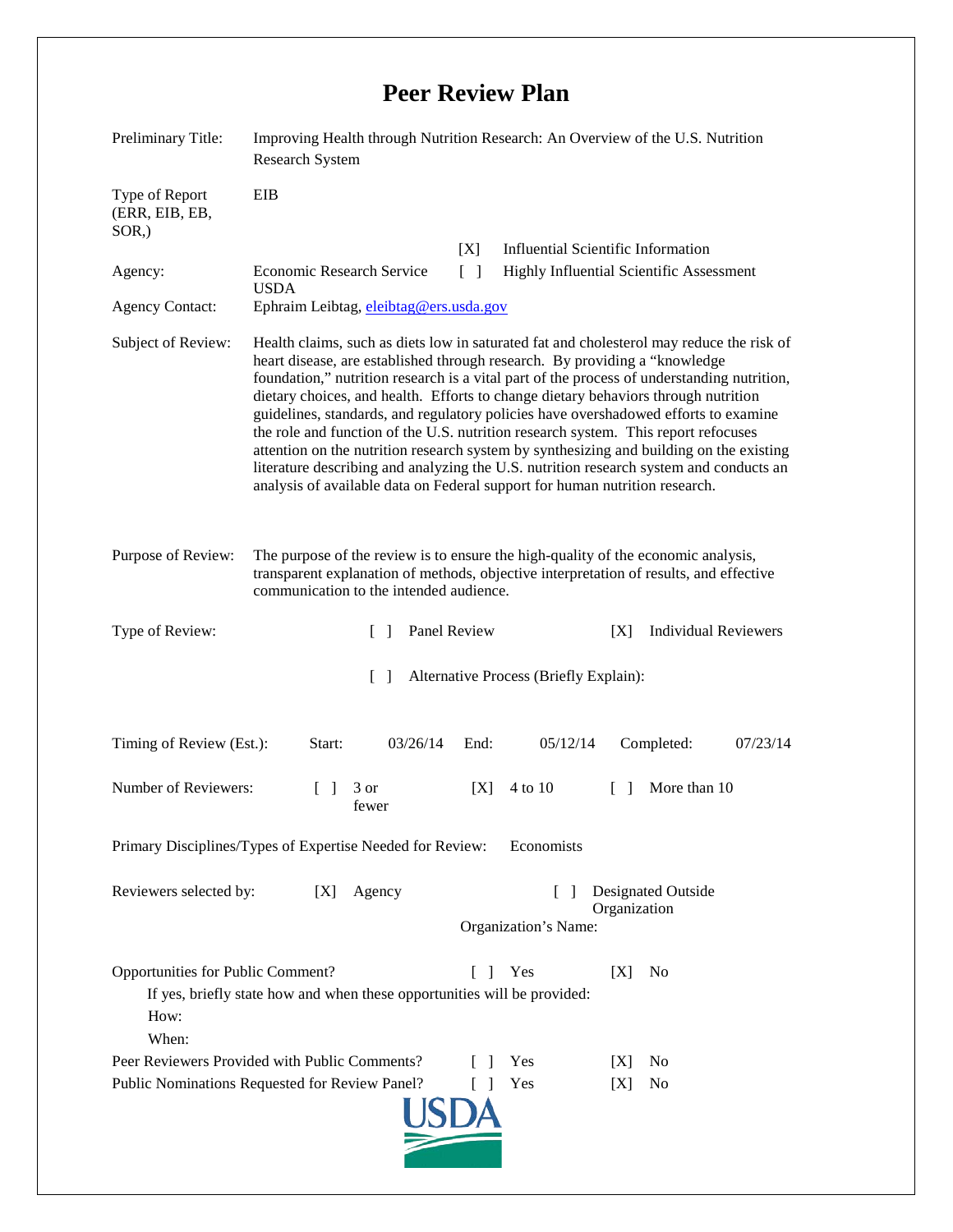# Peer Review Plan

Preliminary Title: Improving Health through Nutrition Research: An Overview of the U.S. Nutrition Research System

Type of Report (ERR, EIB, EB, SOR,) EIB

[X] Influential Scientific Information

[ ] Highly Influential Scientific Assessment

Agency: Economic Research Service USDA

Agency Contact: Ephraim Leibtag, eleibtag@ers.usda.gov

Subject of Review: Health claims, such as diets low in saturated fat and cholesterol may reduce the risk of heart disease, are established through research. By providing a "knowledge foundation," nutrition research is a vital part of the process of understanding nutrition, dietary choices, and health. Efforts to change dietary behaviors through nutrition guidelines, standards, and regulatory policies have overshadowed efforts to examine the role and function of the U.S. nutrition research system. This report refocuses attention on the nutrition research system by synthesizing and building on the existing literature describing and analyzing the U.S. nutrition research system and conducts an analysis of available data on Federal support for human nutrition research.

Purpose of Review: The purpose of the review is to ensure the high-quality of the economic analysis, transparent explanation of methods, objective interpretation of results, and effective communication to the intended audience.

Type of Review: [ ] Panel Review [X] Individual Reviewers

[ ] Alternative Process (Briefly Explain):

Timing of Review (Est.): Start: 03/26/14 End: 05/12/14 Completed: 07/23/14

Number of Reviewers: [ ] 3 or fewer [X] 4 to 10 [ ] More than 10

Primary Disciplines/Types of Expertise Needed for Review: Economists

Reviewers selected by: [X] Agency [ ] Designated Outside Organization

Organization's Name:

Opportunities for Public Comment? [ ] Yes [X] No

If yes, briefly state how and when these opportunities will be provided:

How:

When:

Peer Reviewers Provided with Public Comments? [ ] Yes [X] No

Public Nominations Requested for Review Panel? [ ] Yes [X] No